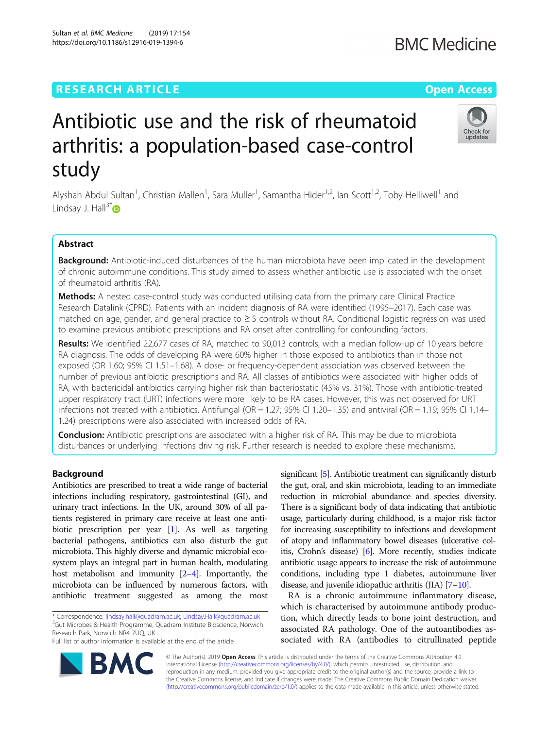# Antibiotic use and the risk of rheumatoid arthritis: a population-based case-control study

Alyshah Abdul Sultan[1], Christian Mallen[1], Sara Muller[1], Samantha Hider[1,2], Ian Scott[1,2], Toby Helliwell[1] and Lindsay J. Hall[3*]

## Abstract

**Background:** Antibiotic-induced disturbances of the human microbiota have been implicated in the development of chronic autoimmune conditions. This study aimed to assess whether antibiotic use is associated with the onset of rheumatoid arthritis (RA).

**Methods:** A nested case-control study was conducted utilising data from the primary care Clinical Practice Research Datalink (CPRD). Patients with an incident diagnosis of RA were identified (1995–2017). Each case was matched on age, gender, and general practice to ≥ 5 controls without RA. Conditional logistic regression was used to examine previous antibiotic prescriptions and RA onset after controlling for confounding factors.

**Results:** We identified 22,677 cases of RA, matched to 90,013 controls, with a median follow-up of 10 years before RA diagnosis. The odds of developing RA were 60% higher in those exposed to antibiotics than in those not exposed (OR 1.60; 95% CI 1.51–1.68). A dose- or frequency-dependent association was observed between the number of previous antibiotic prescriptions and RA. All classes of antibiotics were associated with higher odds of RA, with bactericidal antibiotics carrying higher risk than bacteriostatic (45% vs. 31%). Those with antibiotic-treated upper respiratory tract (URT) infections were more likely to be RA cases. However, this was not observed for URT infections not treated with antibiotics. Antifungal (OR = 1.27; 95% CI 1.20–1.35) and antiviral (OR = 1.19; 95% CI 1.14–1.24) prescriptions were also associated with increased odds of RA.

**Conclusion:** Antibiotic prescriptions are associated with a higher risk of RA. This may be due to microbiota disturbances or underlying infections driving risk. Further research is needed to explore these mechanisms.

## Background

Antibiotics are prescribed to treat a wide range of bacterial infections including respiratory, gastrointestinal (GI), and urinary tract infections. In the UK, around 30% of all patients registered in primary care receive at least one antibiotic prescription per year [1]. As well as targeting bacterial pathogens, antibiotics can also disturb the gut microbiota. This highly diverse and dynamic microbial ecosystem plays an integral part in human health, modulating host metabolism and immunity [2–4]. Importantly, the microbiota can be influenced by numerous factors, with antibiotic treatment suggested as among the most significant [5]. Antibiotic treatment can significantly disturb the gut, oral, and skin microbiota, leading to an immediate reduction in microbial abundance and species diversity. There is a significant body of data indicating that antibiotic usage, particularly during childhood, is a major risk factor for increasing susceptibility to infections and development of atopy and inflammatory bowel diseases (ulcerative colitis, Crohn's disease) [6]. More recently, studies indicate antibiotic usage appears to increase the risk of autoimmune conditions, including type 1 diabetes, autoimmune liver disease, and juvenile idiopathic arthritis (JIA) [7–10].

RA is a chronic autoimmune inflammatory disease, which is characterised by autoimmune antibody production, which directly leads to bone joint destruction, and associated RA pathology. One of the autoantibodies associated with RA (antibodies to citrullinated peptide

\* Correspondence: lindsay.hall@quadram.ac.uk; Lindsay.Hall@quadram.ac.uk
[3]Gut Microbes & Health Programme, Quadram Institute Bioscience, Norwich Research Park, Norwich NR4 7UQ, UK
Full list of author information is available at the end of the article

© The Author(s). 2019 **Open Access** This article is distributed under the terms of the Creative Commons Attribution 4.0 International License (http://creativecommons.org/licenses/by/4.0/), which permits unrestricted use, distribution, and reproduction in any medium, provided you give appropriate credit to the original author(s) and the source, provide a link to the Creative Commons license, and indicate if changes were made. The Creative Commons Public Domain Dedication waiver (http://creativecommons.org/publicdomain/zero/1.0/) applies to the data made available in this article, unless otherwise stated.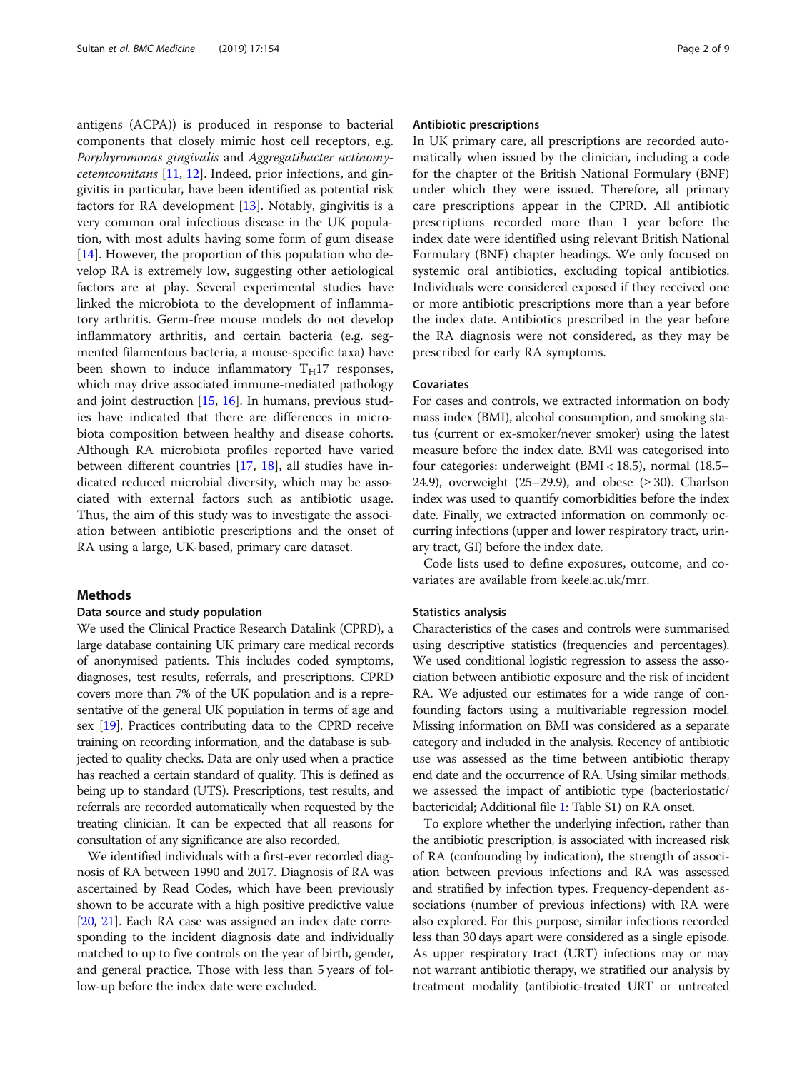antigens (ACPA)) is produced in response to bacterial components that closely mimic host cell receptors, e.g. *Porphyromonas gingivalis* and *Aggregatibacter actinomycetemcomitans* [11, 12]. Indeed, prior infections, and gingivitis in particular, have been identified as potential risk factors for RA development [13]. Notably, gingivitis is a very common oral infectious disease in the UK population, with most adults having some form of gum disease [14]. However, the proportion of this population who develop RA is extremely low, suggesting other aetiological factors are at play. Several experimental studies have linked the microbiota to the development of inflammatory arthritis. Germ-free mouse models do not develop inflammatory arthritis, and certain bacteria (e.g. segmented filamentous bacteria, a mouse-specific taxa) have been shown to induce inflammatory $T_H17$ responses, which may drive associated immune-mediated pathology and joint destruction [15, 16]. In humans, previous studies have indicated that there are differences in microbiota composition between healthy and disease cohorts. Although RA microbiota profiles reported have varied between different countries [17, 18], all studies have indicated reduced microbial diversity, which may be associated with external factors such as antibiotic usage. Thus, the aim of this study was to investigate the association between antibiotic prescriptions and the onset of RA using a large, UK-based, primary care dataset.

## Methods

### Data source and study population

We used the Clinical Practice Research Datalink (CPRD), a large database containing UK primary care medical records of anonymised patients. This includes coded symptoms, diagnoses, test results, referrals, and prescriptions. CPRD covers more than 7% of the UK population and is a representative of the general UK population in terms of age and sex [19]. Practices contributing data to the CPRD receive training on recording information, and the database is subjected to quality checks. Data are only used when a practice has reached a certain standard of quality. This is defined as being up to standard (UTS). Prescriptions, test results, and referrals are recorded automatically when requested by the treating clinician. It can be expected that all reasons for consultation of any significance are also recorded.

We identified individuals with a first-ever recorded diagnosis of RA between 1990 and 2017. Diagnosis of RA was ascertained by Read Codes, which have been previously shown to be accurate with a high positive predictive value [20, 21]. Each RA case was assigned an index date corresponding to the incident diagnosis date and individually matched to up to five controls on the year of birth, gender, and general practice. Those with less than 5 years of follow-up before the index date were excluded.

### Antibiotic prescriptions

In UK primary care, all prescriptions are recorded automatically when issued by the clinician, including a code for the chapter of the British National Formulary (BNF) under which they were issued. Therefore, all primary care prescriptions appear in the CPRD. All antibiotic prescriptions recorded more than 1 year before the index date were identified using relevant British National Formulary (BNF) chapter headings. We only focused on systemic oral antibiotics, excluding topical antibiotics. Individuals were considered exposed if they received one or more antibiotic prescriptions more than a year before the index date. Antibiotics prescribed in the year before the RA diagnosis were not considered, as they may be prescribed for early RA symptoms.

### Covariates

For cases and controls, we extracted information on body mass index (BMI), alcohol consumption, and smoking status (current or ex-smoker/never smoker) using the latest measure before the index date. BMI was categorised into four categories: underweight (BMI < 18.5), normal (18.5–24.9), overweight (25–29.9), and obese (≥ 30). Charlson index was used to quantify comorbidities before the index date. Finally, we extracted information on commonly occurring infections (upper and lower respiratory tract, urinary tract, GI) before the index date.

Code lists used to define exposures, outcome, and covariates are available from keele.ac.uk/mrr.

### Statistics analysis

Characteristics of the cases and controls were summarised using descriptive statistics (frequencies and percentages). We used conditional logistic regression to assess the association between antibiotic exposure and the risk of incident RA. We adjusted our estimates for a wide range of confounding factors using a multivariable regression model. Missing information on BMI was considered as a separate category and included in the analysis. Recency of antibiotic use was assessed as the time between antibiotic therapy end date and the occurrence of RA. Using similar methods, we assessed the impact of antibiotic type (bacteriostatic/bactericidal; Additional file 1: Table S1) on RA onset.

To explore whether the underlying infection, rather than the antibiotic prescription, is associated with increased risk of RA (confounding by indication), the strength of association between previous infections and RA was assessed and stratified by infection types. Frequency-dependent associations (number of previous infections) with RA were also explored. For this purpose, similar infections recorded less than 30 days apart were considered as a single episode. As upper respiratory tract (URT) infections may or may not warrant antibiotic therapy, we stratified our analysis by treatment modality (antibiotic-treated URT or untreated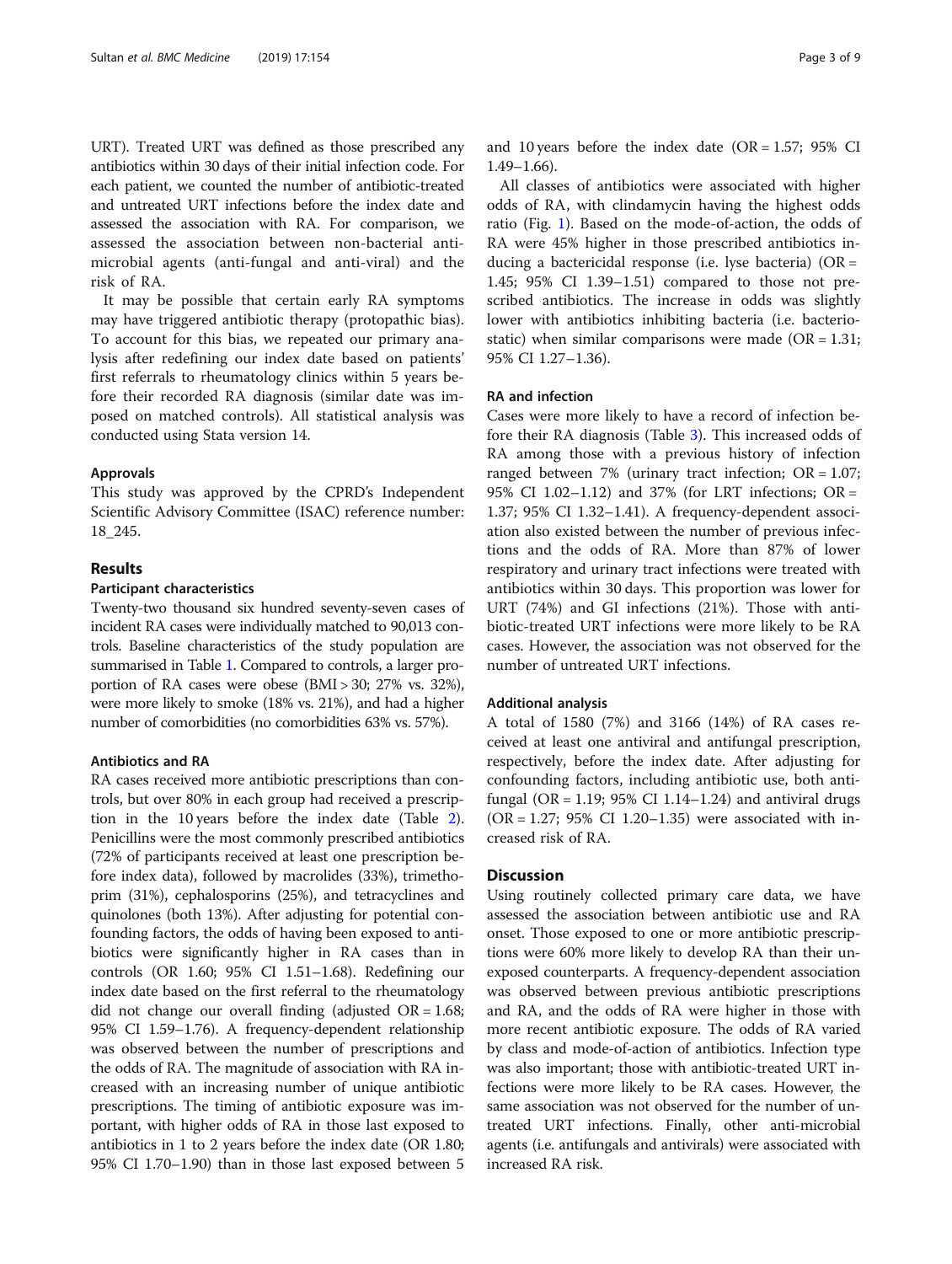URT). Treated URT was defined as those prescribed any antibiotics within 30 days of their initial infection code. For each patient, we counted the number of antibiotic-treated and untreated URT infections before the index date and assessed the association with RA. For comparison, we assessed the association between non-bacterial anti-microbial agents (anti-fungal and anti-viral) and the risk of RA.

It may be possible that certain early RA symptoms may have triggered antibiotic therapy (protopathic bias). To account for this bias, we repeated our primary analysis after redefining our index date based on patients' first referrals to rheumatology clinics within 5 years before their recorded RA diagnosis (similar date was imposed on matched controls). All statistical analysis was conducted using Stata version 14.

### Approvals

This study was approved by the CPRD's Independent Scientific Advisory Committee (ISAC) reference number: 18_245.

## Results

### Participant characteristics

Twenty-two thousand six hundred seventy-seven cases of incident RA cases were individually matched to 90,013 controls. Baseline characteristics of the study population are summarised in Table 1. Compared to controls, a larger proportion of RA cases were obese (BMI > 30; 27% vs. 32%), were more likely to smoke (18% vs. 21%), and had a higher number of comorbidities (no comorbidities 63% vs. 57%).

### Antibiotics and RA

RA cases received more antibiotic prescriptions than controls, but over 80% in each group had received a prescription in the 10 years before the index date (Table 2). Penicillins were the most commonly prescribed antibiotics (72% of participants received at least one prescription before index data), followed by macrolides (33%), trimethoprim (31%), cephalosporins (25%), and tetracyclines and quinolones (both 13%). After adjusting for potential confounding factors, the odds of having been exposed to antibiotics were significantly higher in RA cases than in controls (OR 1.60; 95% CI 1.51–1.68). Redefining our index date based on the first referral to the rheumatology did not change our overall finding (adjusted OR = 1.68; 95% CI 1.59–1.76). A frequency-dependent relationship was observed between the number of prescriptions and the odds of RA. The magnitude of association with RA increased with an increasing number of unique antibiotic prescriptions. The timing of antibiotic exposure was important, with higher odds of RA in those last exposed to antibiotics in 1 to 2 years before the index date (OR 1.80; 95% CI 1.70–1.90) than in those last exposed between 5 and 10 years before the index date (OR = 1.57; 95% CI 1.49–1.66).

All classes of antibiotics were associated with higher odds of RA, with clindamycin having the highest odds ratio (Fig. 1). Based on the mode-of-action, the odds of RA were 45% higher in those prescribed antibiotics inducing a bactericidal response (i.e. lyse bacteria) (OR = 1.45; 95% CI 1.39–1.51) compared to those not prescribed antibiotics. The increase in odds was slightly lower with antibiotics inhibiting bacteria (i.e. bacteriostatic) when similar comparisons were made (OR = 1.31; 95% CI 1.27–1.36).

### RA and infection

Cases were more likely to have a record of infection before their RA diagnosis (Table 3). This increased odds of RA among those with a previous history of infection ranged between 7% (urinary tract infection; OR = 1.07; 95% CI 1.02–1.12) and 37% (for LRT infections; OR = 1.37; 95% CI 1.32–1.41). A frequency-dependent association also existed between the number of previous infections and the odds of RA. More than 87% of lower respiratory and urinary tract infections were treated with antibiotics within 30 days. This proportion was lower for URT (74%) and GI infections (21%). Those with antibiotic-treated URT infections were more likely to be RA cases. However, the association was not observed for the number of untreated URT infections.

### Additional analysis

A total of 1580 (7%) and 3166 (14%) of RA cases received at least one antiviral and antifungal prescription, respectively, before the index date. After adjusting for confounding factors, including antibiotic use, both antifungal (OR = 1.19; 95% CI 1.14–1.24) and antiviral drugs (OR = 1.27; 95% CI 1.20–1.35) were associated with increased risk of RA.

## Discussion

Using routinely collected primary care data, we have assessed the association between antibiotic use and RA onset. Those exposed to one or more antibiotic prescriptions were 60% more likely to develop RA than their unexposed counterparts. A frequency-dependent association was observed between previous antibiotic prescriptions and RA, and the odds of RA were higher in those with more recent antibiotic exposure. The odds of RA varied by class and mode-of-action of antibiotics. Infection type was also important; those with antibiotic-treated URT infections were more likely to be RA cases. However, the same association was not observed for the number of untreated URT infections. Finally, other anti-microbial agents (i.e. antifungals and antivirals) were associated with increased RA risk.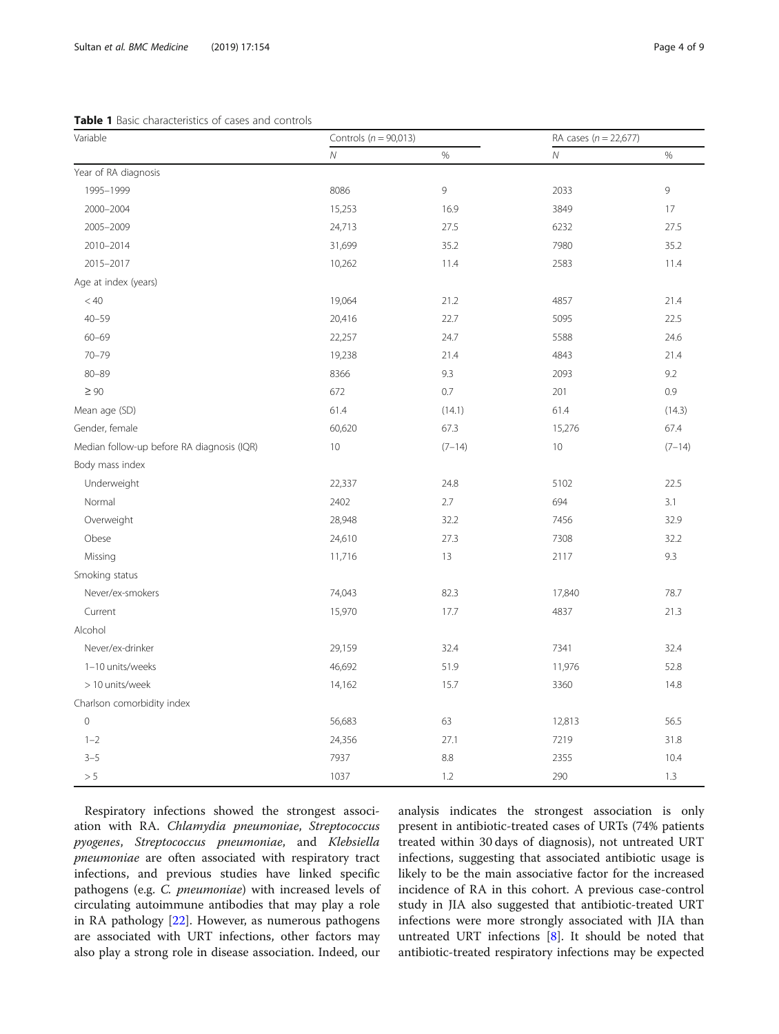**Table 1** Basic characteristics of cases and controls

| Variable | Controls ($n$ = 90,013) | | RA cases ($n$ = 22,677) | |
|---|---|---|---|---|
| | $N$ | % | $N$ | % |
| Year of RA diagnosis | | | | |
| 1995–1999 | 8086 | 9 | 2033 | 9 |
| 2000–2004 | 15,253 | 16.9 | 3849 | 17 |
| 2005–2009 | 24,713 | 27.5 | 6232 | 27.5 |
| 2010–2014 | 31,699 | 35.2 | 7980 | 35.2 |
| 2015–2017 | 10,262 | 11.4 | 2583 | 11.4 |
| Age at index (years) | | | | |
| < 40 | 19,064 | 21.2 | 4857 | 21.4 |
| 40–59 | 20,416 | 22.7 | 5095 | 22.5 |
| 60–69 | 22,257 | 24.7 | 5588 | 24.6 |
| 70–79 | 19,238 | 21.4 | 4843 | 21.4 |
| 80–89 | 8366 | 9.3 | 2093 | 9.2 |
| ≥ 90 | 672 | 0.7 | 201 | 0.9 |
| Mean age (SD) | 61.4 | (14.1) | 61.4 | (14.3) |
| Gender, female | 60,620 | 67.3 | 15,276 | 67.4 |
| Median follow-up before RA diagnosis (IQR) | 10 | (7–14) | 10 | (7–14) |
| Body mass index | | | | |
| Underweight | 22,337 | 24.8 | 5102 | 22.5 |
| Normal | 2402 | 2.7 | 694 | 3.1 |
| Overweight | 28,948 | 32.2 | 7456 | 32.9 |
| Obese | 24,610 | 27.3 | 7308 | 32.2 |
| Missing | 11,716 | 13 | 2117 | 9.3 |
| Smoking status | | | | |
| Never/ex-smokers | 74,043 | 82.3 | 17,840 | 78.7 |
| Current | 15,970 | 17.7 | 4837 | 21.3 |
| Alcohol | | | | |
| Never/ex-drinker | 29,159 | 32.4 | 7341 | 32.4 |
| 1–10 units/weeks | 46,692 | 51.9 | 11,976 | 52.8 |
| > 10 units/week | 14,162 | 15.7 | 3360 | 14.8 |
| Charlson comorbidity index | | | | |
| 0 | 56,683 | 63 | 12,813 | 56.5 |
| 1–2 | 24,356 | 27.1 | 7219 | 31.8 |
| 3–5 | 7937 | 8.8 | 2355 | 10.4 |
| > 5 | 1037 | 1.2 | 290 | 1.3 |

Respiratory infections showed the strongest association with RA. *Chlamydia pneumoniae*, *Streptococcus pyogenes*, *Streptococcus pneumoniae*, and *Klebsiella pneumoniae* are often associated with respiratory tract infections, and previous studies have linked specific pathogens (e.g. *C. pneumoniae*) with increased levels of circulating autoimmune antibodies that may play a role in RA pathology [22]. However, as numerous pathogens are associated with URT infections, other factors may also play a strong role in disease association. Indeed, our analysis indicates the strongest association is only present in antibiotic-treated cases of URTs (74% patients treated within 30 days of diagnosis), not untreated URT infections, suggesting that associated antibiotic usage is likely to be the main associative factor for the increased incidence of RA in this cohort. A previous case-control study in JIA also suggested that antibiotic-treated URT infections were more strongly associated with JIA than untreated URT infections [8]. It should be noted that antibiotic-treated respiratory infections may be expected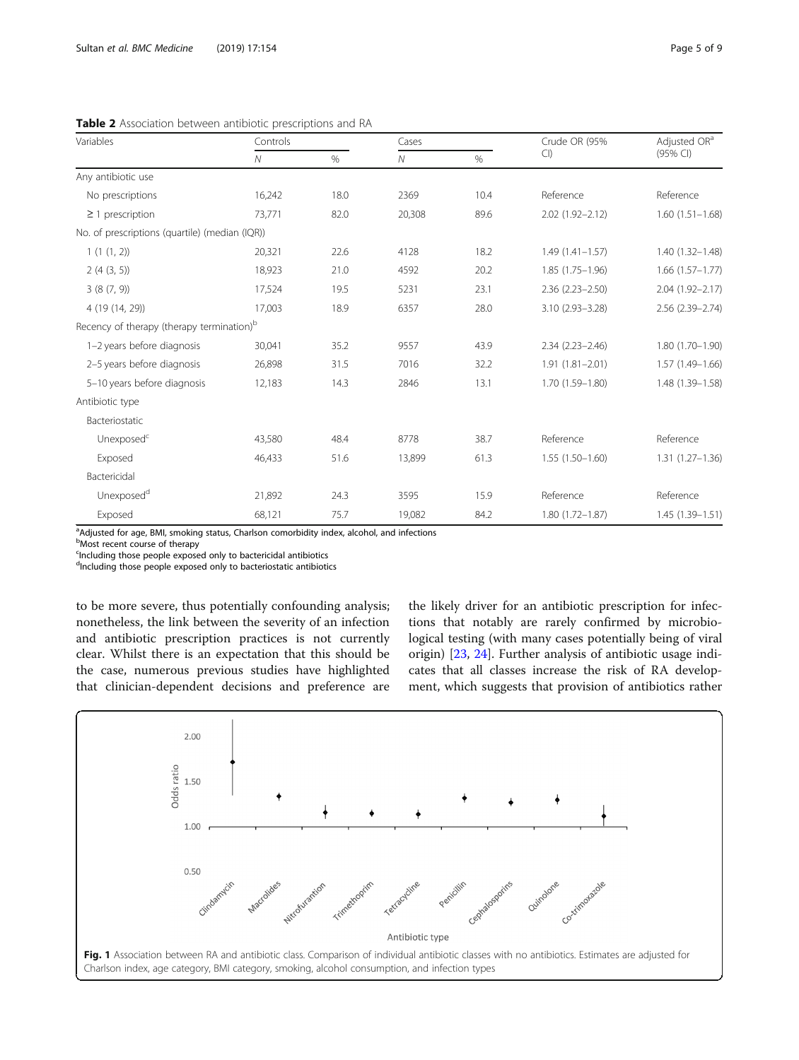**Table 2** Association between antibiotic prescriptions and RA

| Variables | Controls | | Cases | | Crude OR (95% CI) | Adjusted OR[a] (95% CI) |
|---|---|---|---|---|---|---|
| | *N* | % | *N* | % | | |
| Any antibiotic use | | | | | | |
| No prescriptions | 16,242 | 18.0 | 2369 | 10.4 | Reference | Reference |
| ≥ 1 prescription | 73,771 | 82.0 | 20,308 | 89.6 | 2.02 (1.92–2.12) | 1.60 (1.51–1.68) |
| No. of prescriptions (quartile) (median (IQR)) | | | | | | |
| 1 (1 (1, 2)) | 20,321 | 22.6 | 4128 | 18.2 | 1.49 (1.41–1.57) | 1.40 (1.32–1.48) |
| 2 (4 (3, 5)) | 18,923 | 21.0 | 4592 | 20.2 | 1.85 (1.75–1.96) | 1.66 (1.57–1.77) |
| 3 (8 (7, 9)) | 17,524 | 19.5 | 5231 | 23.1 | 2.36 (2.23–2.50) | 2.04 (1.92–2.17) |
| 4 (19 (14, 29)) | 17,003 | 18.9 | 6357 | 28.0 | 3.10 (2.93–3.28) | 2.56 (2.39–2.74) |
| Recency of therapy (therapy termination)[b] | | | | | | |
| 1–2 years before diagnosis | 30,041 | 35.2 | 9557 | 43.9 | 2.34 (2.23–2.46) | 1.80 (1.70–1.90) |
| 2–5 years before diagnosis | 26,898 | 31.5 | 7016 | 32.2 | 1.91 (1.81–2.01) | 1.57 (1.49–1.66) |
| 5–10 years before diagnosis | 12,183 | 14.3 | 2846 | 13.1 | 1.70 (1.59–1.80) | 1.48 (1.39–1.58) |
| Antibiotic type | | | | | | |
| Bacteriostatic | | | | | | |
| Unexposed[c] | 43,580 | 48.4 | 8778 | 38.7 | Reference | Reference |
| Exposed | 46,433 | 51.6 | 13,899 | 61.3 | 1.55 (1.50–1.60) | 1.31 (1.27–1.36) |
| Bactericidal | | | | | | |
| Unexposed[d] | 21,892 | 24.3 | 3595 | 15.9 | Reference | Reference |
| Exposed | 68,121 | 75.7 | 19,082 | 84.2 | 1.80 (1.72–1.87) | 1.45 (1.39–1.51) |

[a]Adjusted for age, BMI, smoking status, Charlson comorbidity index, alcohol, and infections
[b]Most recent course of therapy
[c]Including those people exposed only to bactericidal antibiotics
[d]Including those people exposed only to bacteriostatic antibiotics

to be more severe, thus potentially confounding analysis; nonetheless, the link between the severity of an infection and antibiotic prescription practices is not currently clear. Whilst there is an expectation that this should be the case, numerous previous studies have highlighted that clinician-dependent decisions and preference are the likely driver for an antibiotic prescription for infections that notably are rarely confirmed by microbiological testing (with many cases potentially being of viral origin) [23, 24]. Further analysis of antibiotic usage indicates that all classes increase the risk of RA development, which suggests that provision of antibiotics rather

**Fig. 1** Association between RA and antibiotic class. Comparison of individual antibiotic classes with no antibiotics. Estimates are adjusted for Charlson index, age category, BMI category, smoking, alcohol consumption, and infection types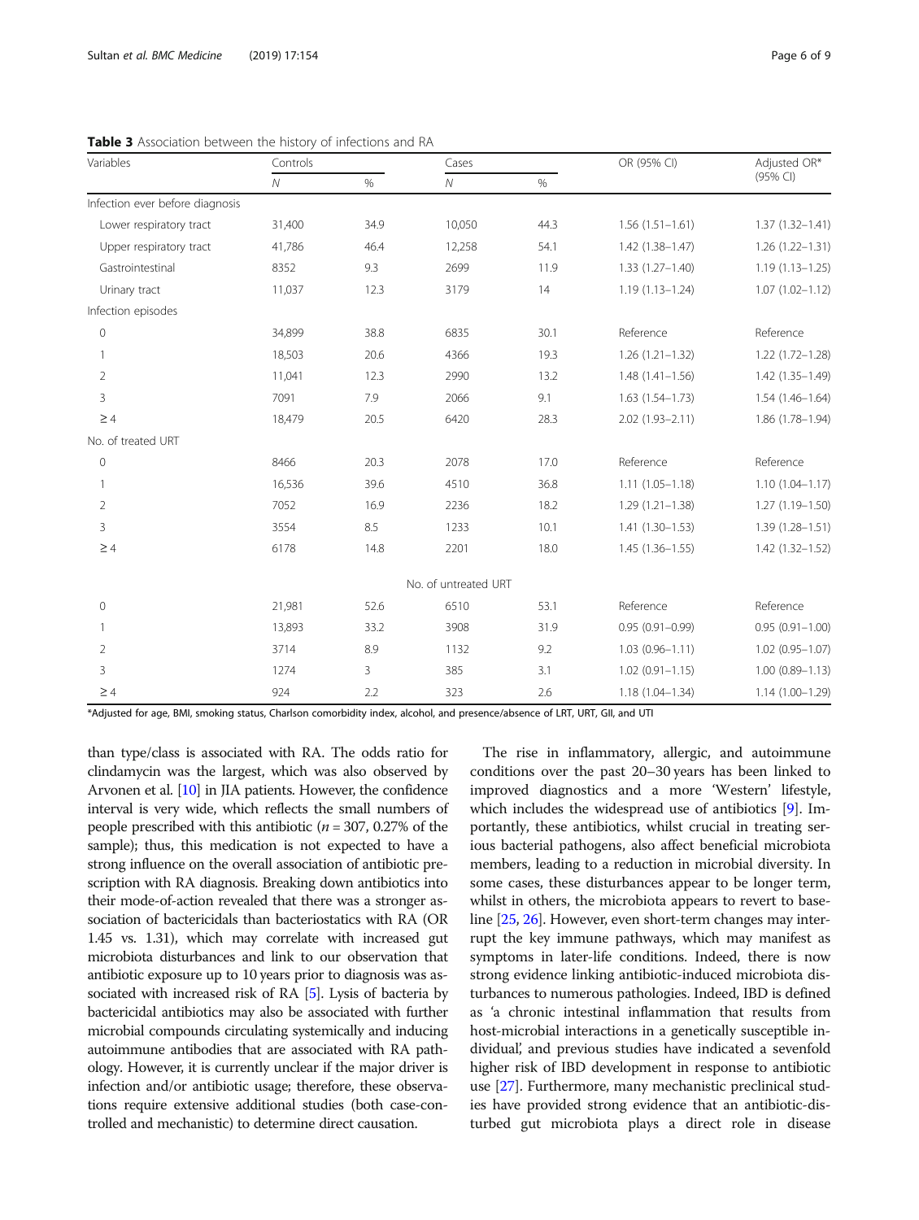**Table 3** Association between the history of infections and RA

| Variables | Controls | | Cases | | OR (95% CI) | Adjusted OR* (95% CI) |
|---|---|---|---|---|---|---|
| | *N* | % | *N* | % | | |
| Infection ever before diagnosis | | | | | | |
| Lower respiratory tract | 31,400 | 34.9 | 10,050 | 44.3 | 1.56 (1.51–1.61) | 1.37 (1.32–1.41) |
| Upper respiratory tract | 41,786 | 46.4 | 12,258 | 54.1 | 1.42 (1.38–1.47) | 1.26 (1.22–1.31) |
| Gastrointestinal | 8352 | 9.3 | 2699 | 11.9 | 1.33 (1.27–1.40) | 1.19 (1.13–1.25) |
| Urinary tract | 11,037 | 12.3 | 3179 | 14 | 1.19 (1.13–1.24) | 1.07 (1.02–1.12) |
| Infection episodes | | | | | | |
| 0 | 34,899 | 38.8 | 6835 | 30.1 | Reference | Reference |
| 1 | 18,503 | 20.6 | 4366 | 19.3 | 1.26 (1.21–1.32) | 1.22 (1.72–1.28) |
| 2 | 11,041 | 12.3 | 2990 | 13.2 | 1.48 (1.41–1.56) | 1.42 (1.35–1.49) |
| 3 | 7091 | 7.9 | 2066 | 9.1 | 1.63 (1.54–1.73) | 1.54 (1.46–1.64) |
| ≥ 4 | 18,479 | 20.5 | 6420 | 28.3 | 2.02 (1.93–2.11) | 1.86 (1.78–1.94) |
| No. of treated URT | | | | | | |
| 0 | 8466 | 20.3 | 2078 | 17.0 | Reference | Reference |
| 1 | 16,536 | 39.6 | 4510 | 36.8 | 1.11 (1.05–1.18) | 1.10 (1.04–1.17) |
| 2 | 7052 | 16.9 | 2236 | 18.2 | 1.29 (1.21–1.38) | 1.27 (1.19–1.50) |
| 3 | 3554 | 8.5 | 1233 | 10.1 | 1.41 (1.30–1.53) | 1.39 (1.28–1.51) |
| ≥ 4 | 6178 | 14.8 | 2201 | 18.0 | 1.45 (1.36–1.55) | 1.42 (1.32–1.52) |
| No. of untreated URT | | | | | | |
| 0 | 21,981 | 52.6 | 6510 | 53.1 | Reference | Reference |
| 1 | 13,893 | 33.2 | 3908 | 31.9 | 0.95 (0.91–0.99) | 0.95 (0.91–1.00) |
| 2 | 3714 | 8.9 | 1132 | 9.2 | 1.03 (0.96–1.11) | 1.02 (0.95–1.07) |
| 3 | 1274 | 3 | 385 | 3.1 | 1.02 (0.91–1.15) | 1.00 (0.89–1.13) |
| ≥ 4 | 924 | 2.2 | 323 | 2.6 | 1.18 (1.04–1.34) | 1.14 (1.00–1.29) |

*Adjusted for age, BMI, smoking status, Charlson comorbidity index, alcohol, and presence/absence of LRT, URT, GII, and UTI

than type/class is associated with RA. The odds ratio for clindamycin was the largest, which was also observed by Arvonen et al. [10] in JIA patients. However, the confidence interval is very wide, which reflects the small numbers of people prescribed with this antibiotic ($n = 307$, 0.27% of the sample); thus, this medication is not expected to have a strong influence on the overall association of antibiotic prescription with RA diagnosis. Breaking down antibiotics into their mode-of-action revealed that there was a stronger association of bactericidals than bacteriostatics with RA (OR 1.45 vs. 1.31), which may correlate with increased gut microbiota disturbances and link to our observation that antibiotic exposure up to 10 years prior to diagnosis was associated with increased risk of RA [5]. Lysis of bacteria by bactericidal antibiotics may also be associated with further microbial compounds circulating systemically and inducing autoimmune antibodies that are associated with RA pathology. However, it is currently unclear if the major driver is infection and/or antibiotic usage; therefore, these observations require extensive additional studies (both case-controlled and mechanistic) to determine direct causation.

The rise in inflammatory, allergic, and autoimmune conditions over the past 20–30 years has been linked to improved diagnostics and a more 'Western' lifestyle, which includes the widespread use of antibiotics [9]. Importantly, these antibiotics, whilst crucial in treating serious bacterial pathogens, also affect beneficial microbiota members, leading to a reduction in microbial diversity. In some cases, these disturbances appear to be longer term, whilst in others, the microbiota appears to revert to baseline [25, 26]. However, even short-term changes may interrupt the key immune pathways, which may manifest as symptoms in later-life conditions. Indeed, there is now strong evidence linking antibiotic-induced microbiota disturbances to numerous pathologies. Indeed, IBD is defined as 'a chronic intestinal inflammation that results from host-microbial interactions in a genetically susceptible individual', and previous studies have indicated a sevenfold higher risk of IBD development in response to antibiotic use [27]. Furthermore, many mechanistic preclinical studies have provided strong evidence that an antibiotic-disturbed gut microbiota plays a direct role in disease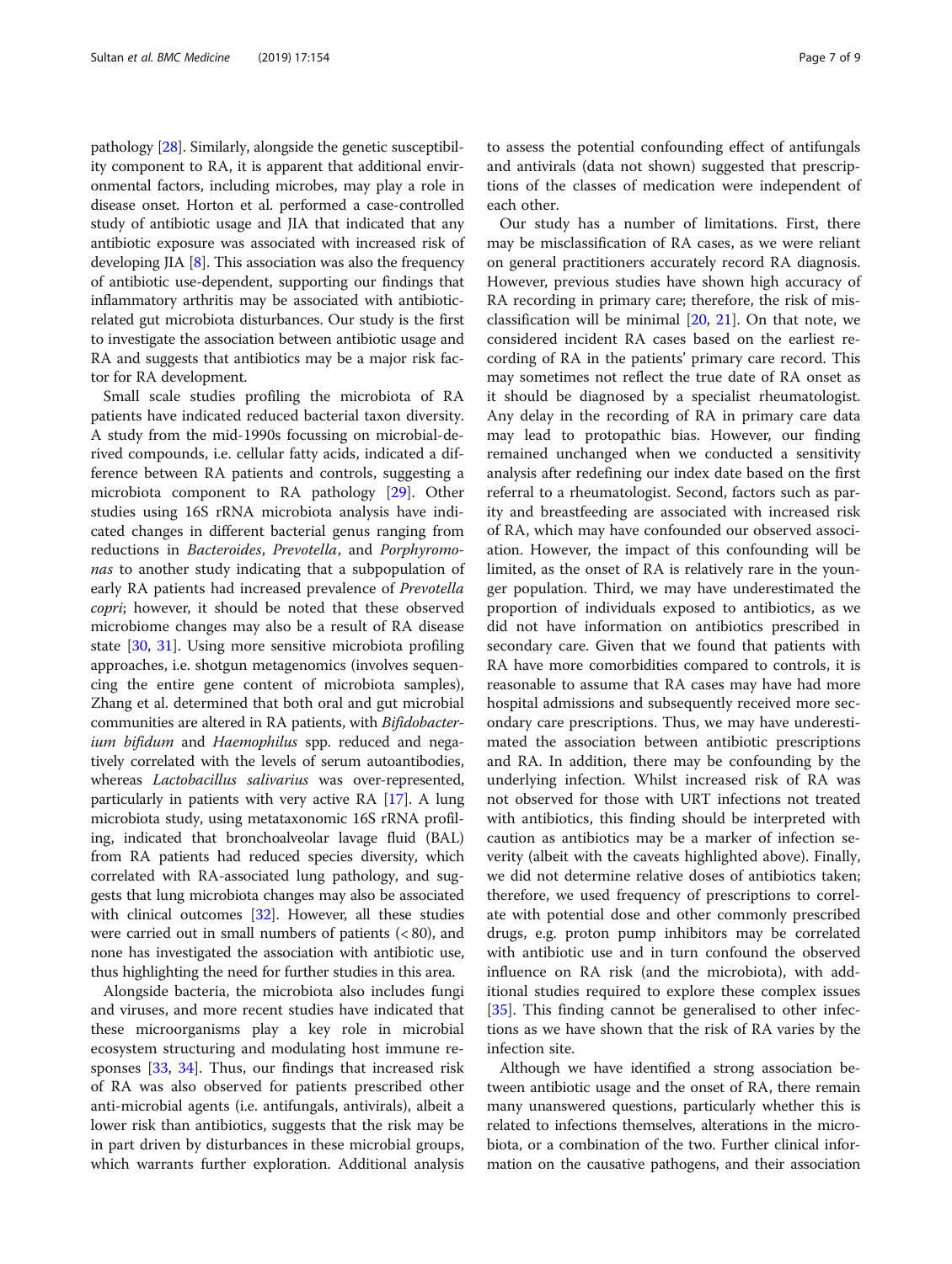pathology [28]. Similarly, alongside the genetic susceptibility component to RA, it is apparent that additional environmental factors, including microbes, may play a role in disease onset. Horton et al. performed a case-controlled study of antibiotic usage and JIA that indicated that any antibiotic exposure was associated with increased risk of developing JIA [8]. This association was also the frequency of antibiotic use-dependent, supporting our findings that inflammatory arthritis may be associated with antibiotic-related gut microbiota disturbances. Our study is the first to investigate the association between antibiotic usage and RA and suggests that antibiotics may be a major risk factor for RA development.

Small scale studies profiling the microbiota of RA patients have indicated reduced bacterial taxon diversity. A study from the mid-1990s focussing on microbial-derived compounds, i.e. cellular fatty acids, indicated a difference between RA patients and controls, suggesting a microbiota component to RA pathology [29]. Other studies using 16S rRNA microbiota analysis have indicated changes in different bacterial genus ranging from reductions in *Bacteroides*, *Prevotella*, and *Porphyromonas* to another study indicating that a subpopulation of early RA patients had increased prevalence of *Prevotella copri*; however, it should be noted that these observed microbiome changes may also be a result of RA disease state [30, 31]. Using more sensitive microbiota profiling approaches, i.e. shotgun metagenomics (involves sequencing the entire gene content of microbiota samples), Zhang et al. determined that both oral and gut microbial communities are altered in RA patients, with *Bifidobacterium bifidum* and *Haemophilus* spp. reduced and negatively correlated with the levels of serum autoantibodies, whereas *Lactobacillus salivarius* was over-represented, particularly in patients with very active RA [17]. A lung microbiota study, using metataxonomic 16S rRNA profiling, indicated that bronchoalveolar lavage fluid (BAL) from RA patients had reduced species diversity, which correlated with RA-associated lung pathology, and suggests that lung microbiota changes may also be associated with clinical outcomes [32]. However, all these studies were carried out in small numbers of patients (< 80), and none has investigated the association with antibiotic use, thus highlighting the need for further studies in this area.

Alongside bacteria, the microbiota also includes fungi and viruses, and more recent studies have indicated that these microorganisms play a key role in microbial ecosystem structuring and modulating host immune responses [33, 34]. Thus, our findings that increased risk of RA was also observed for patients prescribed other anti-microbial agents (i.e. antifungals, antivirals), albeit a lower risk than antibiotics, suggests that the risk may be in part driven by disturbances in these microbial groups, which warrants further exploration. Additional analysis to assess the potential confounding effect of antifungals and antivirals (data not shown) suggested that prescriptions of the classes of medication were independent of each other.

Our study has a number of limitations. First, there may be misclassification of RA cases, as we were reliant on general practitioners accurately record RA diagnosis. However, previous studies have shown high accuracy of RA recording in primary care; therefore, the risk of misclassification will be minimal [20, 21]. On that note, we considered incident RA cases based on the earliest recording of RA in the patients' primary care record. This may sometimes not reflect the true date of RA onset as it should be diagnosed by a specialist rheumatologist. Any delay in the recording of RA in primary care data may lead to protopathic bias. However, our finding remained unchanged when we conducted a sensitivity analysis after redefining our index date based on the first referral to a rheumatologist. Second, factors such as parity and breastfeeding are associated with increased risk of RA, which may have confounded our observed association. However, the impact of this confounding will be limited, as the onset of RA is relatively rare in the younger population. Third, we may have underestimated the proportion of individuals exposed to antibiotics, as we did not have information on antibiotics prescribed in secondary care. Given that we found that patients with RA have more comorbidities compared to controls, it is reasonable to assume that RA cases may have had more hospital admissions and subsequently received more secondary care prescriptions. Thus, we may have underestimated the association between antibiotic prescriptions and RA. In addition, there may be confounding by the underlying infection. Whilst increased risk of RA was not observed for those with URT infections not treated with antibiotics, this finding should be interpreted with caution as antibiotics may be a marker of infection severity (albeit with the caveats highlighted above). Finally, we did not determine relative doses of antibiotics taken; therefore, we used frequency of prescriptions to correlate with potential dose and other commonly prescribed drugs, e.g. proton pump inhibitors may be correlated with antibiotic use and in turn confound the observed influence on RA risk (and the microbiota), with additional studies required to explore these complex issues [35]. This finding cannot be generalised to other infections as we have shown that the risk of RA varies by the infection site.

Although we have identified a strong association between antibiotic usage and the onset of RA, there remain many unanswered questions, particularly whether this is related to infections themselves, alterations in the microbiota, or a combination of the two. Further clinical information on the causative pathogens, and their association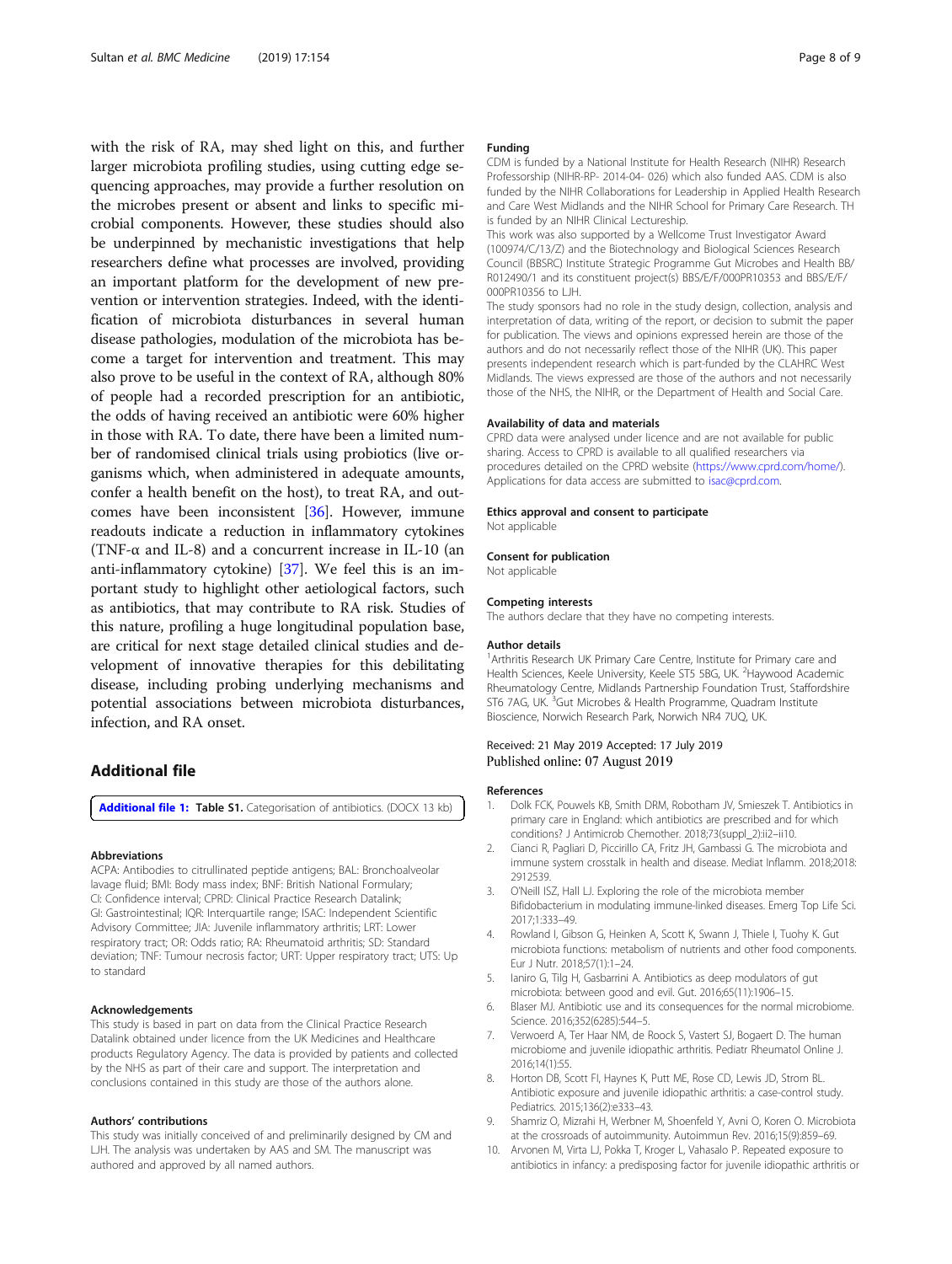with the risk of RA, may shed light on this, and further larger microbiota profiling studies, using cutting edge sequencing approaches, may provide a further resolution on the microbes present or absent and links to specific microbial components. However, these studies should also be underpinned by mechanistic investigations that help researchers define what processes are involved, providing an important platform for the development of new prevention or intervention strategies. Indeed, with the identification of microbiota disturbances in several human disease pathologies, modulation of the microbiota has become a target for intervention and treatment. This may also prove to be useful in the context of RA, although 80% of people had a recorded prescription for an antibiotic, the odds of having received an antibiotic were 60% higher in those with RA. To date, there have been a limited number of randomised clinical trials using probiotics (live organisms which, when administered in adequate amounts, confer a health benefit on the host), to treat RA, and outcomes have been inconsistent [36]. However, immune readouts indicate a reduction in inflammatory cytokines (TNF-α and IL-8) and a concurrent increase in IL-10 (an anti-inflammatory cytokine) [37]. We feel this is an important study to highlight other aetiological factors, such as antibiotics, that may contribute to RA risk. Studies of this nature, profiling a huge longitudinal population base, are critical for next stage detailed clinical studies and development of innovative therapies for this debilitating disease, including probing underlying mechanisms and potential associations between microbiota disturbances, infection, and RA onset.

## Additional file

**Additional file 1:** **Table S1.** Categorisation of antibiotics. (DOCX 13 kb)

#### Abbreviations

ACPA: Antibodies to citrullinated peptide antigens; BAL: Bronchoalveolar lavage fluid; BMI: Body mass index; BNF: British National Formulary; CI: Confidence interval; CPRD: Clinical Practice Research Datalink; GI: Gastrointestinal; IQR: Interquartile range; ISAC: Independent Scientific Advisory Committee; JIA: Juvenile inflammatory arthritis; LRT: Lower respiratory tract; OR: Odds ratio; RA: Rheumatoid arthritis; SD: Standard deviation; TNF: Tumour necrosis factor; URT: Upper respiratory tract; UTS: Up to standard

#### Acknowledgements

This study is based in part on data from the Clinical Practice Research Datalink obtained under licence from the UK Medicines and Healthcare products Regulatory Agency. The data is provided by patients and collected by the NHS as part of their care and support. The interpretation and conclusions contained in this study are those of the authors alone.

#### Authors' contributions

This study was initially conceived of and preliminarily designed by CM and LJH. The analysis was undertaken by AAS and SM. The manuscript was authored and approved by all named authors.

#### Funding

CDM is funded by a National Institute for Health Research (NIHR) Research Professorship (NIHR-RP- 2014-04- 026) which also funded AAS. CDM is also funded by the NIHR Collaborations for Leadership in Applied Health Research and Care West Midlands and the NIHR School for Primary Care Research. TH is funded by an NIHR Clinical Lectureship.

This work was also supported by a Wellcome Trust Investigator Award (100974/C/13/Z) and the Biotechnology and Biological Sciences Research Council (BBSRC) Institute Strategic Programme Gut Microbes and Health BB/R012490/1 and its constituent project(s) BBS/E/F/000PR10353 and BBS/E/F/000PR10356 to LJH.

The study sponsors had no role in the study design, collection, analysis and interpretation of data, writing of the report, or decision to submit the paper for publication. The views and opinions expressed herein are those of the authors and do not necessarily reflect those of the NIHR (UK). This paper presents independent research which is part-funded by the CLAHRC West Midlands. The views expressed are those of the authors and not necessarily those of the NHS, the NIHR, or the Department of Health and Social Care.

#### Availability of data and materials

CPRD data were analysed under licence and are not available for public sharing. Access to CPRD is available to all qualified researchers via procedures detailed on the CPRD website (https://www.cprd.com/home/). Applications for data access are submitted to isac@cprd.com.

#### Ethics approval and consent to participate

Not applicable

#### Consent for publication

Not applicable

#### Competing interests

The authors declare that they have no competing interests.

#### Author details

[1]Arthritis Research UK Primary Care Centre, Institute for Primary care and Health Sciences, Keele University, Keele ST5 5BG, UK. [2]Haywood Academic Rheumatology Centre, Midlands Partnership Foundation Trust, Staffordshire ST6 7AG, UK. [3]Gut Microbes & Health Programme, Quadram Institute Bioscience, Norwich Research Park, Norwich NR4 7UQ, UK.

Received: 21 May 2019 Accepted: 17 July 2019
Published online: 07 August 2019

#### References

1. Dolk FCK, Pouwels KB, Smith DRM, Robotham JV, Smieszek T. Antibiotics in primary care in England: which antibiotics are prescribed and for which conditions? J Antimicrob Chemother. 2018;73(suppl_2):ii2–ii10.
2. Cianci R, Pagliari D, Piccirillo CA, Fritz JH, Gambassi G. The microbiota and immune system crosstalk in health and disease. Mediat Inflamm. 2018;2018:2912539.
3. O'Neill ISZ, Hall LJ. Exploring the role of the microbiota member Bifidobacterium in modulating immune-linked diseases. Emerg Top Life Sci. 2017;1:333–49.
4. Rowland I, Gibson G, Heinken A, Scott K, Swann J, Thiele I, Tuohy K. Gut microbiota functions: metabolism of nutrients and other food components. Eur J Nutr. 2018;57(1):1–24.
5. Ianiro G, Tilg H, Gasbarrini A. Antibiotics as deep modulators of gut microbiota: between good and evil. Gut. 2016;65(11):1906–15.
6. Blaser MJ. Antibiotic use and its consequences for the normal microbiome. Science. 2016;352(6285):544–5.
7. Verwoerd A, Ter Haar NM, de Roock S, Vastert SJ, Bogaert D. The human microbiome and juvenile idiopathic arthritis. Pediatr Rheumatol Online J. 2016;14(1):55.
8. Horton DB, Scott FI, Haynes K, Putt ME, Rose CD, Lewis JD, Strom BL. Antibiotic exposure and juvenile idiopathic arthritis: a case-control study. Pediatrics. 2015;136(2):e333–43.
9. Shamriz O, Mizrahi H, Werbner M, Shoenfeld Y, Avni O, Koren O. Microbiota at the crossroads of autoimmunity. Autoimmun Rev. 2016;15(9):859–69.
10. Arvonen M, Virta LJ, Pokka T, Kroger L, Vahasalo P. Repeated exposure to antibiotics in infancy: a predisposing factor for juvenile idiopathic arthritis or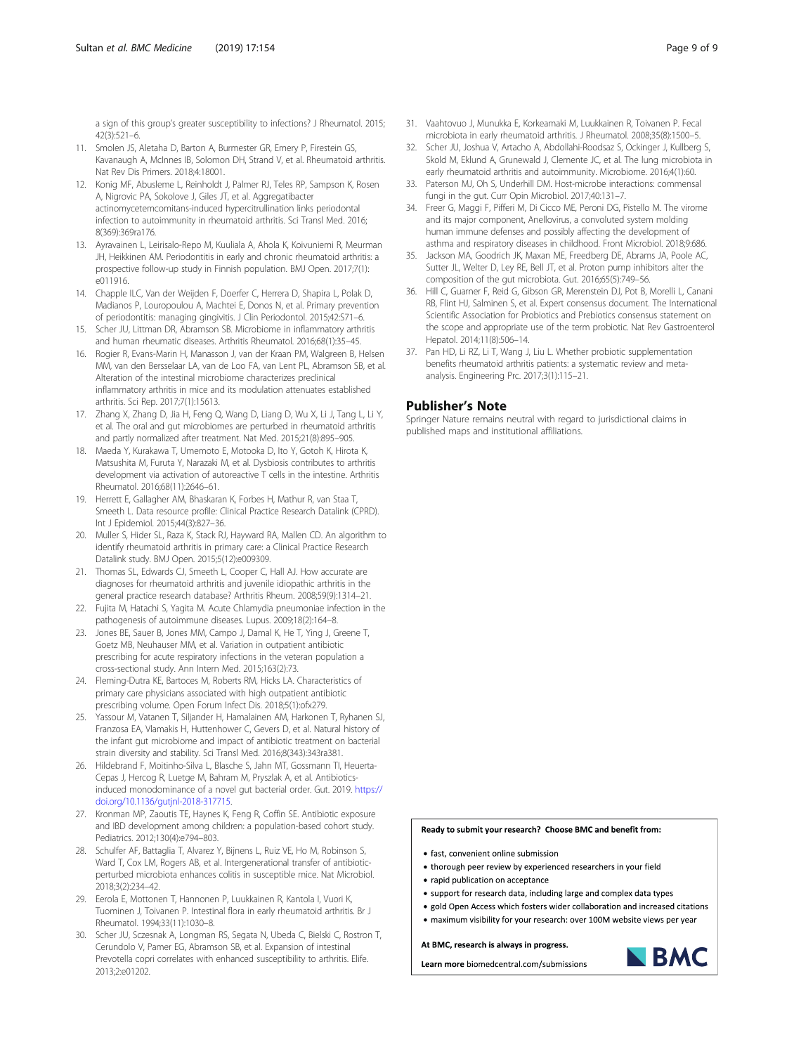a sign of this group's greater susceptibility to infections? J Rheumatol. 2015; 42(3):521–6.

11. Smolen JS, Aletaha D, Barton A, Burmester GR, Emery P, Firestein GS, Kavanaugh A, McInnes IB, Solomon DH, Strand V, et al. Rheumatoid arthritis. Nat Rev Dis Primers. 2018;4:18001.
12. Konig MF, Abusleme L, Reinholdt J, Palmer RJ, Teles RP, Sampson K, Rosen A, Nigrovic PA, Sokolove J, Giles JT, et al. Aggregatibacter actinomycetemcomitans-induced hypercitrullination links periodontal infection to autoimmunity in rheumatoid arthritis. Sci Transl Med. 2016; 8(369):369ra176.
13. Ayravainen L, Leirisalo-Repo M, Kuuliala A, Ahola K, Koivuniemi R, Meurman JH, Heikkinen AM. Periodontitis in early and chronic rheumatoid arthritis: a prospective follow-up study in Finnish population. BMJ Open. 2017;7(1): e011916.
14. Chapple ILC, Van der Weijden F, Doerfer C, Herrera D, Shapira L, Polak D, Madianos P, Louropoulou A, Machtei E, Donos N, et al. Primary prevention of periodontitis: managing gingivitis. J Clin Periodontol. 2015;42:S71–6.
15. Scher JU, Littman DR, Abramson SB. Microbiome in inflammatory arthritis and human rheumatic diseases. Arthritis Rheumatol. 2016;68(1):35–45.
16. Rogier R, Evans-Marin H, Manasson J, van der Kraan PM, Walgreen B, Helsen MM, van den Bersselaar LA, van de Loo FA, van Lent PL, Abramson SB, et al. Alteration of the intestinal microbiome characterizes preclinical inflammatory arthritis in mice and its modulation attenuates established arthritis. Sci Rep. 2017;7(1):15613.
17. Zhang X, Zhang D, Jia H, Feng Q, Wang D, Liang D, Wu X, Li J, Tang L, Li Y, et al. The oral and gut microbiomes are perturbed in rheumatoid arthritis and partly normalized after treatment. Nat Med. 2015;21(8):895–905.
18. Maeda Y, Kurakawa T, Umemoto E, Motooka D, Ito Y, Gotoh K, Hirota K, Matsushita M, Furuta Y, Narazaki M, et al. Dysbiosis contributes to arthritis development via activation of autoreactive T cells in the intestine. Arthritis Rheumatol. 2016;68(11):2646–61.
19. Herrett E, Gallagher AM, Bhaskaran K, Forbes H, Mathur R, van Staa T, Smeeth L. Data resource profile: Clinical Practice Research Datalink (CPRD). Int J Epidemiol. 2015;44(3):827–36.
20. Muller S, Hider SL, Raza K, Stack RJ, Hayward RA, Mallen CD. An algorithm to identify rheumatoid arthritis in primary care: a Clinical Practice Research Datalink study. BMJ Open. 2015;5(12):e009309.
21. Thomas SL, Edwards CJ, Smeeth L, Cooper C, Hall AJ. How accurate are diagnoses for rheumatoid arthritis and juvenile idiopathic arthritis in the general practice research database? Arthritis Rheum. 2008;59(9):1314–21.
22. Fujita M, Hatachi S, Yagita M. Acute Chlamydia pneumoniae infection in the pathogenesis of autoimmune diseases. Lupus. 2009;18(2):164–8.
23. Jones BE, Sauer B, Jones MM, Campo J, Damal K, He T, Ying J, Greene T, Goetz MB, Neuhauser MM, et al. Variation in outpatient antibiotic prescribing for acute respiratory infections in the veteran population a cross-sectional study. Ann Intern Med. 2015;163(2):73.
24. Fleming-Dutra KE, Bartoces M, Roberts RM, Hicks LA. Characteristics of primary care physicians associated with high outpatient antibiotic prescribing volume. Open Forum Infect Dis. 2018;5(1):ofx279.
25. Yassour M, Vatanen T, Siljander H, Hamalainen AM, Harkonen T, Ryhanen SJ, Franzosa EA, Vlamakis H, Huttenhower C, Gevers D, et al. Natural history of the infant gut microbiome and impact of antibiotic treatment on bacterial strain diversity and stability. Sci Transl Med. 2016;8(343):343ra381.
26. Hildebrand F, Moitinho-Silva L, Blasche S, Jahn MT, Gossmann TI, Heuerta-Cepas J, Hercog R, Luetge M, Bahram M, Pryszlak A, et al. Antibiotics-induced monodominance of a novel gut bacterial order. Gut. 2019. https://doi.org/10.1136/gutjnl-2018-317715.
27. Kronman MP, Zaoutis TE, Haynes K, Feng R, Coffin SE. Antibiotic exposure and IBD development among children: a population-based cohort study. Pediatrics. 2012;130(4):e794–803.
28. Schulfer AF, Battaglia T, Alvarez Y, Bijnens L, Ruiz VE, Ho M, Robinson S, Ward T, Cox LM, Rogers AB, et al. Intergenerational transfer of antibiotic-perturbed microbiota enhances colitis in susceptible mice. Nat Microbiol. 2018;3(2):234–42.
29. Eerola E, Mottonen T, Hannonen P, Luukkainen R, Kantola I, Vuori K, Tuominen J, Toivanen P. Intestinal flora in early rheumatoid arthritis. Br J Rheumatol. 1994;33(11):1030–8.
30. Scher JU, Sczesnak A, Longman RS, Segata N, Ubeda C, Bielski C, Rostron T, Cerundolo V, Pamer EG, Abramson SB, et al. Expansion of intestinal Prevotella copri correlates with enhanced susceptibility to arthritis. Elife. 2013;2:e01202.
31. Vaahtovuo J, Munukka E, Korkeamaki M, Luukkainen R, Toivanen P. Fecal microbiota in early rheumatoid arthritis. J Rheumatol. 2008;35(8):1500–5.
32. Scher JU, Joshua V, Artacho A, Abdollahi-Roodsaz S, Ockinger J, Kullberg S, Skold M, Eklund A, Grunewald J, Clemente JC, et al. The lung microbiota in early rheumatoid arthritis and autoimmunity. Microbiome. 2016;4(1):60.
33. Paterson MJ, Oh S, Underhill DM. Host-microbe interactions: commensal fungi in the gut. Curr Opin Microbiol. 2017;40:131–7.
34. Freer G, Maggi F, Pifferi M, Di Cicco ME, Peroni DG, Pistello M. The virome and its major component, Anellovirus, a convoluted system molding human immune defenses and possibly affecting the development of asthma and respiratory diseases in childhood. Front Microbiol. 2018;9:686.
35. Jackson MA, Goodrich JK, Maxan ME, Freedberg DE, Abrams JA, Poole AC, Sutter JL, Welter D, Ley RE, Bell JT, et al. Proton pump inhibitors alter the composition of the gut microbiota. Gut. 2016;65(5):749–56.
36. Hill C, Guarner F, Reid G, Gibson GR, Merenstein DJ, Pot B, Morelli L, Canani RB, Flint HJ, Salminen S, et al. Expert consensus document. The International Scientific Association for Probiotics and Prebiotics consensus statement on the scope and appropriate use of the term probiotic. Nat Rev Gastroenterol Hepatol. 2014;11(8):506–14.
37. Pan HD, Li RZ, Li T, Wang J, Liu L. Whether probiotic supplementation benefits rheumatoid arthritis patients: a systematic review and meta-analysis. Engineering Prc. 2017;3(1):115–21.

## Publisher's Note

Springer Nature remains neutral with regard to jurisdictional claims in published maps and institutional affiliations.

**Ready to submit your research? Choose BMC and benefit from:**

- fast, convenient online submission
- thorough peer review by experienced researchers in your field
- rapid publication on acceptance
- support for research data, including large and complex data types
- gold Open Access which fosters wider collaboration and increased citations
- maximum visibility for your research: over 100M website views per year

**At BMC, research is always in progress.**

**Learn more** biomedcentral.com/submissions

BMC